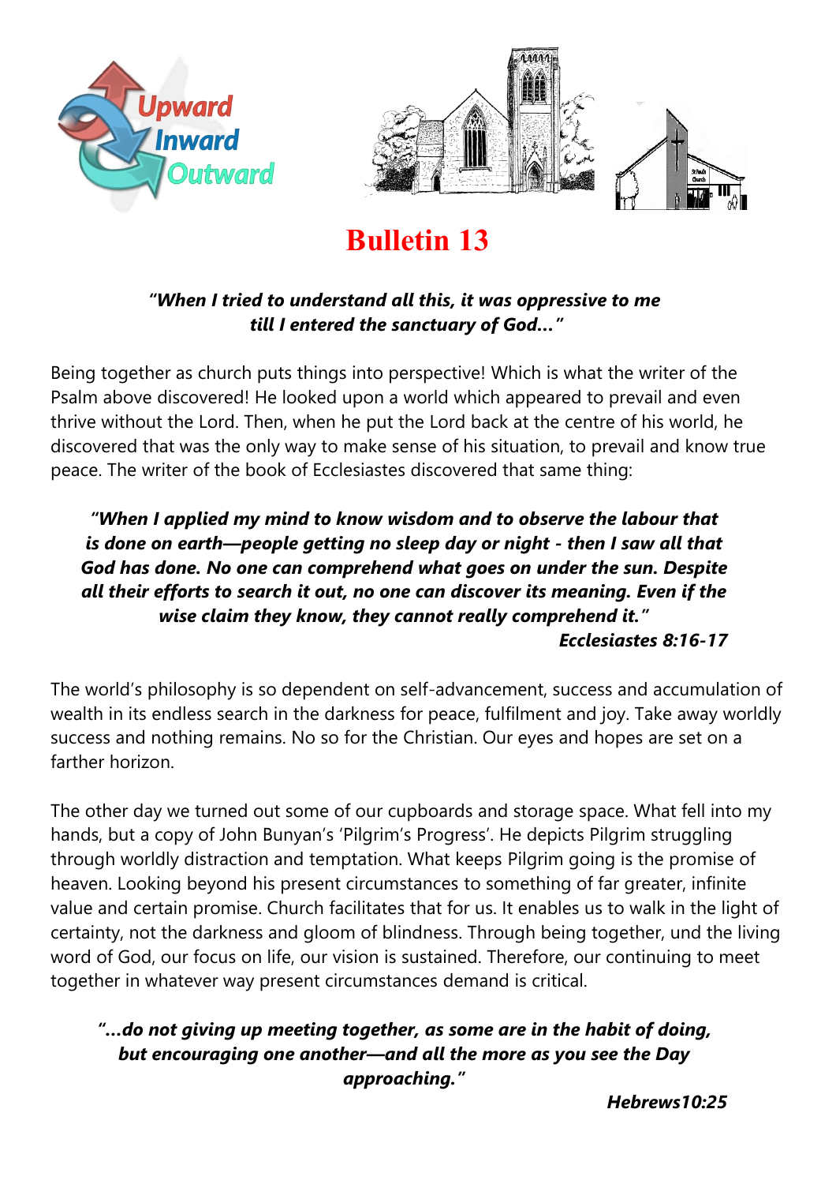Upward
Inward
Outward

# Bulletin 13

***"When I tried to understand all this, it was oppressive to me till I entered the sanctuary of God…"***

Being together as church puts things into perspective! Which is what the writer of the Psalm above discovered! He looked upon a world which appeared to prevail and even thrive without the Lord. Then, when he put the Lord back at the centre of his world, he discovered that was the only way to make sense of his situation, to prevail and know true peace. The writer of the book of Ecclesiastes discovered that same thing:

> ***"When I applied my mind to know wisdom and to observe the labour that is done on earth—people getting no sleep day or night - then I saw all that God has done. No one can comprehend what goes on under the sun. Despite all their efforts to search it out, no one can discover its meaning. Even if the wise claim they know, they cannot really comprehend it."***
>
> ***Ecclesiastes 8:16-17***

The world's philosophy is so dependent on self-advancement, success and accumulation of wealth in its endless search in the darkness for peace, fulfilment and joy. Take away worldly success and nothing remains. No so for the Christian. Our eyes and hopes are set on a farther horizon.

The other day we turned out some of our cupboards and storage space. What fell into my hands, but a copy of John Bunyan's 'Pilgrim's Progress'. He depicts Pilgrim struggling through worldly distraction and temptation. What keeps Pilgrim going is the promise of heaven. Looking beyond his present circumstances to something of far greater, infinite value and certain promise. Church facilitates that for us. It enables us to walk in the light of certainty, not the darkness and gloom of blindness. Through being together, und the living word of God, our focus on life, our vision is sustained. Therefore, our continuing to meet together in whatever way present circumstances demand is critical.

> ***"…do not giving up meeting together, as some are in the habit of doing, but encouraging one another—and all the more as you see the Day approaching."***
>
> ***Hebrews10:25***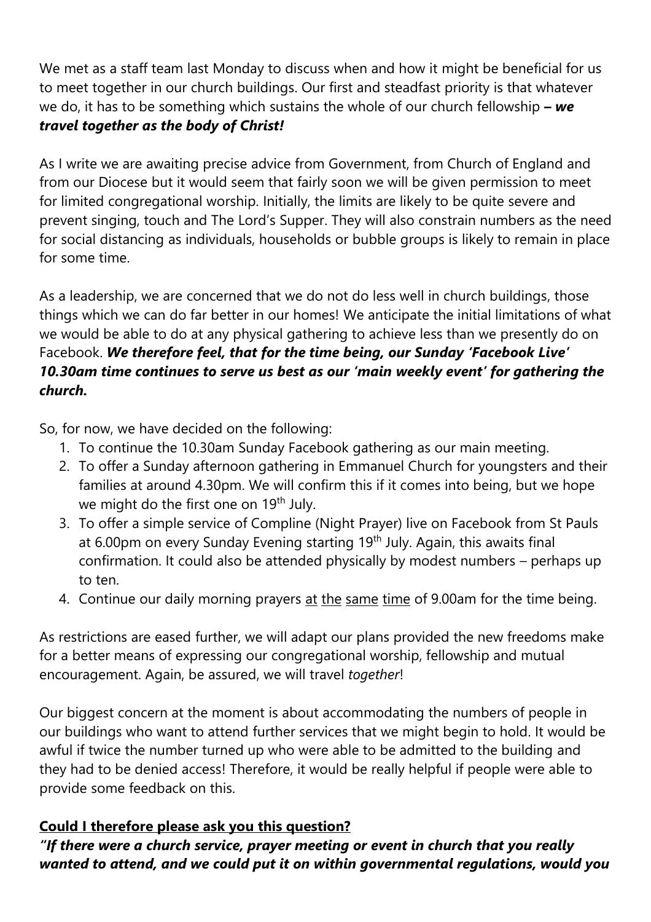We met as a staff team last Monday to discuss when and how it might be beneficial for us to meet together in our church buildings. Our first and steadfast priority is that whatever we do, it has to be something which sustains the whole of our church fellowship ***– we travel together as the body of Christ!***

As I write we are awaiting precise advice from Government, from Church of England and from our Diocese but it would seem that fairly soon we will be given permission to meet for limited congregational worship. Initially, the limits are likely to be quite severe and prevent singing, touch and The Lord's Supper. They will also constrain numbers as the need for social distancing as individuals, households or bubble groups is likely to remain in place for some time.

As a leadership, we are concerned that we do not do less well in church buildings, those things which we can do far better in our homes! We anticipate the initial limitations of what we would be able to do at any physical gathering to achieve less than we presently do on Facebook. ***We therefore feel, that for the time being, our Sunday 'Facebook Live' 10.30am time continues to serve us best as our 'main weekly event' for gathering the church.***

So, for now, we have decided on the following:

1. To continue the 10.30am Sunday Facebook gathering as our main meeting.
2. To offer a Sunday afternoon gathering in Emmanuel Church for youngsters and their families at around 4.30pm. We will confirm this if it comes into being, but we hope we might do the first one on 19th July.
3. To offer a simple service of Compline (Night Prayer) live on Facebook from St Pauls at 6.00pm on every Sunday Evening starting 19th July. Again, this awaits final confirmation. It could also be attended physically by modest numbers – perhaps up to ten.
4. Continue our daily morning prayers at the same time of 9.00am for the time being.

As restrictions are eased further, we will adapt our plans provided the new freedoms make for a better means of expressing our congregational worship, fellowship and mutual encouragement. Again, be assured, we will travel *together*!

Our biggest concern at the moment is about accommodating the numbers of people in our buildings who want to attend further services that we might begin to hold. It would be awful if twice the number turned up who were able to be admitted to the building and they had to be denied access! Therefore, it would be really helpful if people were able to provide some feedback on this.

**Could I therefore please ask you this question?**

***"If there were a church service, prayer meeting or event in church that you really wanted to attend, and we could put it on within governmental regulations, would you***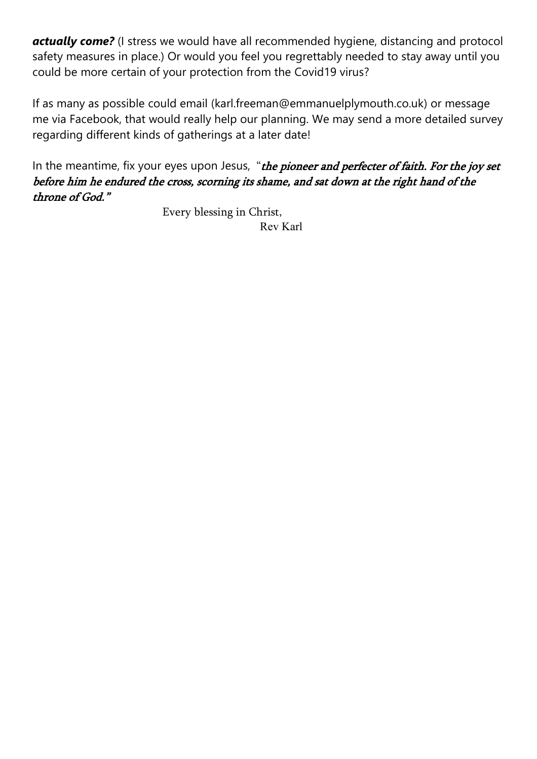***actually come?*** (I stress we would have all recommended hygiene, distancing and protocol safety measures in place.) Or would you feel you regrettably needed to stay away until you could be more certain of your protection from the Covid19 virus?

If as many as possible could email (karl.freeman@emmanuelplymouth.co.uk) or message me via Facebook, that would really help our planning. We may send a more detailed survey regarding different kinds of gatherings at a later date!

In the meantime, fix your eyes upon Jesus, "***the pioneer and perfecter of faith. For the joy set before him he endured the cross, scorning its shame, and sat down at the right hand of the throne of God."***

Every blessing in Christ,

Rev Karl